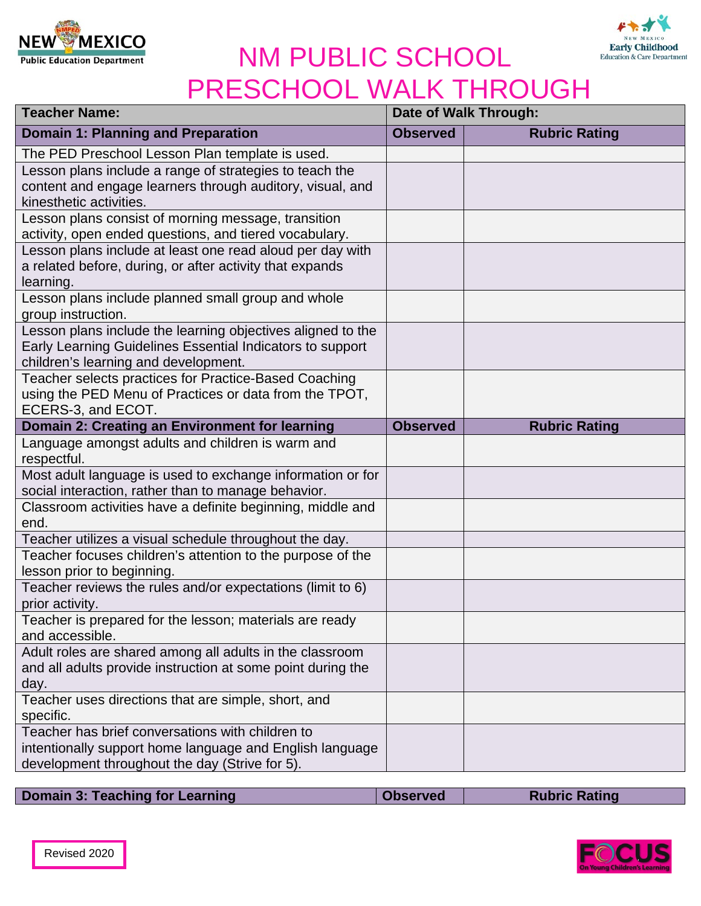New Mexico Public Education Department

New Mexico Early Childhood Education & Care Department

# NM PUBLIC SCHOOL PRESCHOOL WALK THROUGH

| Teacher Name: | Date of Walk Through: | |
|---|---|---|
| **Domain 1: Planning and Preparation** | **Observed** | **Rubric Rating** |
| The PED Preschool Lesson Plan template is used. | | |
| Lesson plans include a range of strategies to teach the content and engage learners through auditory, visual, and kinesthetic activities. | | |
| Lesson plans consist of morning message, transition activity, open ended questions, and tiered vocabulary. | | |
| Lesson plans include at least one read aloud per day with a related before, during, or after activity that expands learning. | | |
| Lesson plans include planned small group and whole group instruction. | | |
| Lesson plans include the learning objectives aligned to the Early Learning Guidelines Essential Indicators to support children's learning and development. | | |
| Teacher selects practices for Practice-Based Coaching using the PED Menu of Practices or data from the TPOT, ECERS-3, and ECOT. | | |
| **Domain 2: Creating an Environment for learning** | **Observed** | **Rubric Rating** |
| Language amongst adults and children is warm and respectful. | | |
| Most adult language is used to exchange information or for social interaction, rather than to manage behavior. | | |
| Classroom activities have a definite beginning, middle and end. | | |
| Teacher utilizes a visual schedule throughout the day. | | |
| Teacher focuses children's attention to the purpose of the lesson prior to beginning. | | |
| Teacher reviews the rules and/or expectations (limit to 6) prior activity. | | |
| Teacher is prepared for the lesson; materials are ready and accessible. | | |
| Adult roles are shared among all adults in the classroom and all adults provide instruction at some point during the day. | | |
| Teacher uses directions that are simple, short, and specific. | | |
| Teacher has brief conversations with children to intentionally support home language and English language development throughout the day (Strive for 5). | | |

| **Domain 3: Teaching for Learning** | **Observed** | **Rubric Rating** |
|---|---|---|

Revised 2020

FOCUS On Young Children's Learning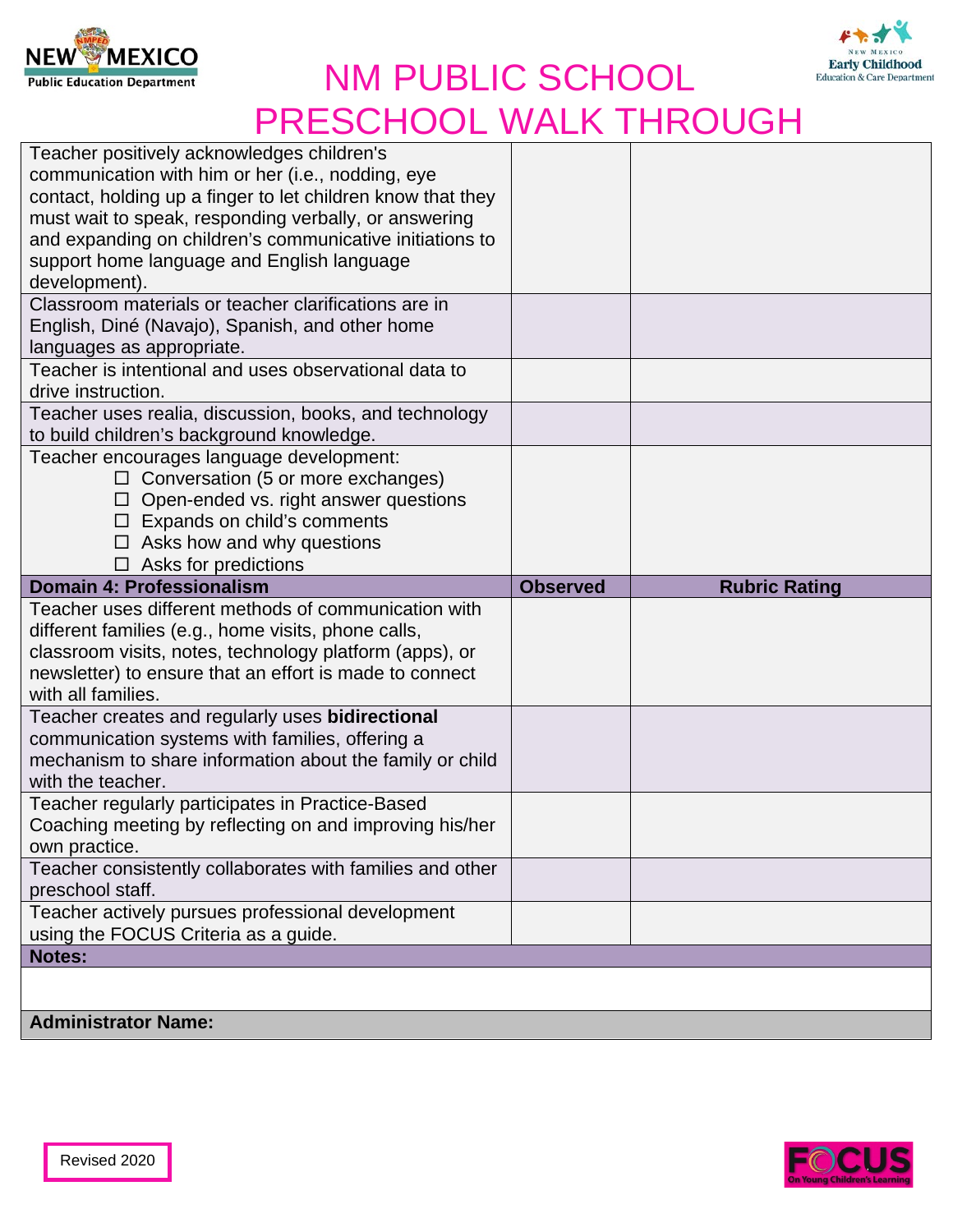# NM PUBLIC SCHOOL PRESCHOOL WALK THROUGH

| | | |
|---|---|---|
| Teacher positively acknowledges children's communication with him or her (i.e., nodding, eye contact, holding up a finger to let children know that they must wait to speak, responding verbally, or answering and expanding on children's communicative initiations to support home language and English language development). | | |
| Classroom materials or teacher clarifications are in English, Diné (Navajo), Spanish, and other home languages as appropriate. | | |
| Teacher is intentional and uses observational data to drive instruction. | | |
| Teacher uses realia, discussion, books, and technology to build children's background knowledge. | | |
| Teacher encourages language development:<br>☐ Conversation (5 or more exchanges)<br>☐ Open-ended vs. right answer questions<br>☐ Expands on child's comments<br>☐ Asks how and why questions<br>☐ Asks for predictions | | |
| **Domain 4: Professionalism** | **Observed** | **Rubric Rating** |
| Teacher uses different methods of communication with different families (e.g., home visits, phone calls, classroom visits, notes, technology platform (apps), or newsletter) to ensure that an effort is made to connect with all families. | | |
| Teacher creates and regularly uses **bidirectional** communication systems with families, offering a mechanism to share information about the family or child with the teacher. | | |
| Teacher regularly participates in Practice-Based Coaching meeting by reflecting on and improving his/her own practice. | | |
| Teacher consistently collaborates with families and other preschool staff. | | |
| Teacher actively pursues professional development using the FOCUS Criteria as a guide. | | |
| **Notes:** | | |
| | | |
| **Administrator Name:** | | |

Revised 2020